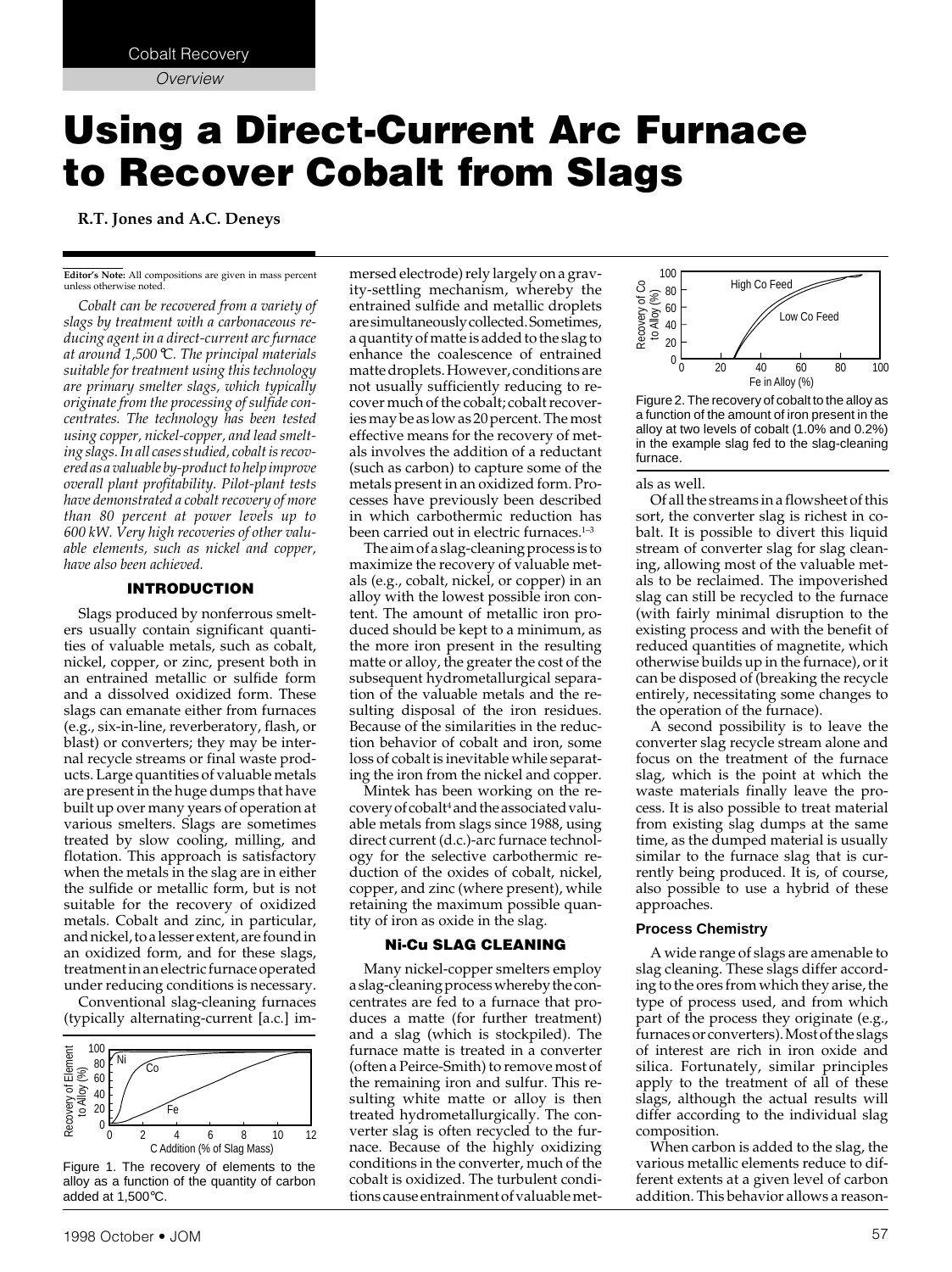Cobalt Recovery

*Overview*

# Using a Direct-Current Arc Furnace to Recover Cobalt from Slags

**R.T. Jones and A.C. Deneys**

**Editor's Note:** All compositions are given in mass percent unless otherwise noted.

*Cobalt can be recovered from a variety of slags by treatment with a carbonaceous reducing agent in a direct-current arc furnace at around 1,500°C. The principal materials suitable for treatment using this technology are primary smelter slags, which typically originate from the processing of sulfide concentrates. The technology has been tested using copper, nickel-copper, and lead smelting slags. In all cases studied, cobalt is recovered as a valuable by-product to help improve overall plant profitability. Pilot-plant tests have demonstrated a cobalt recovery of more than 80 percent at power levels up to 600 kW. Very high recoveries of other valuable elements, such as nickel and copper, have also been achieved.*

## INTRODUCTION

Slags produced by nonferrous smelters usually contain significant quantities of valuable metals, such as cobalt, nickel, copper, or zinc, present both in an entrained metallic or sulfide form and a dissolved oxidized form. These slags can emanate either from furnaces (e.g., six-in-line, reverberatory, flash, or blast) or converters; they may be internal recycle streams or final waste products. Large quantities of valuable metals are present in the huge dumps that have built up over many years of operation at various smelters. Slags are sometimes treated by slow cooling, milling, and flotation. This approach is satisfactory when the metals in the slag are in either the sulfide or metallic form, but is not suitable for the recovery of oxidized metals. Cobalt and zinc, in particular, and nickel, to a lesser extent, are found in an oxidized form, and for these slags, treatment in an electric furnace operated under reducing conditions is necessary.

Conventional slag-cleaning furnaces (typically alternating-current [a.c.] immersed electrode) rely largely on a gravity-settling mechanism, whereby the entrained sulfide and metallic droplets are simultaneously collected. Sometimes, a quantity of matte is added to the slag to enhance the coalescence of entrained matte droplets. However, conditions are not usually sufficiently reducing to recover much of the cobalt; cobalt recoveries may be as low as 20 percent. The most effective means for the recovery of metals involves the addition of a reductant (such as carbon) to capture some of the metals present in an oxidized form. Processes have previously been described in which carbothermic reduction has been carried out in electric furnaces.[1–3]

The aim of a slag-cleaning process is to maximize the recovery of valuable metals (e.g., cobalt, nickel, or copper) in an alloy with the lowest possible iron content. The amount of metallic iron produced should be kept to a minimum, as the more iron present in the resulting matte or alloy, the greater the cost of the subsequent hydrometallurgical separation of the valuable metals and the resulting disposal of the iron residues. Because of the similarities in the reduction behavior of cobalt and iron, some loss of cobalt is inevitable while separating the iron from the nickel and copper.

Mintek has been working on the recovery of cobalt[4] and the associated valuable metals from slags since 1988, using direct current (d.c.)-arc furnace technology for the selective carbothermic reduction of the oxides of cobalt, nickel, copper, and zinc (where present), while retaining the maximum possible quantity of iron as oxide in the slag.

Recovery of Element to Alloy (%)
100
80
60
40
20
0
Ni
Co
Fe
0 2 4 6 8 10 12
C Addition (% of Slag Mass)

Figure 1. The recovery of elements to the alloy as a function of the quantity of carbon added at 1,500°C.

## Ni-Cu SLAG CLEANING

Many nickel-copper smelters employ a slag-cleaning process whereby the concentrates are fed to a furnace that produces a matte (for further treatment) and a slag (which is stockpiled). The furnace matte is treated in a converter (often a Peirce-Smith) to remove most of the remaining iron and sulfur. This resulting white matte or alloy is then treated hydrometallurgically. The converter slag is often recycled to the furnace. Because of the highly oxidizing conditions in the converter, much of the cobalt is oxidized. The turbulent conditions cause entrainment of valuable metals as well.

Recovery of Co to Alloy (%)
100
80
60
40
20
0
High Co Feed
Low Co Feed
0 20 40 60 80 100
Fe in Alloy (%)

Figure 2. The recovery of cobalt to the alloy as a function of the amount of iron present in the alloy at two levels of cobalt (1.0% and 0.2%) in the example slag fed to the slag-cleaning furnace.

Of all the streams in a flowsheet of this sort, the converter slag is richest in cobalt. It is possible to divert this liquid stream of converter slag for slag cleaning, allowing most of the valuable metals to be reclaimed. The impoverished slag can still be recycled to the furnace (with fairly minimal disruption to the existing process and with the benefit of reduced quantities of magnetite, which otherwise builds up in the furnace), or it can be disposed of (breaking the recycle entirely, necessitating some changes to the operation of the furnace).

A second possibility is to leave the converter slag recycle stream alone and focus on the treatment of the furnace slag, which is the point at which the waste materials finally leave the process. It is also possible to treat material from existing slag dumps at the same time, as the dumped material is usually similar to the furnace slag that is currently being produced. It is, of course, also possible to use a hybrid of these approaches.

### Process Chemistry

A wide range of slags are amenable to slag cleaning. These slags differ according to the ores from which they arise, the type of process used, and from which part of the process they originate (e.g., furnaces or converters). Most of the slags of interest are rich in iron oxide and silica. Fortunately, similar principles apply to the treatment of all of these slags, although the actual results will differ according to the individual slag composition.

When carbon is added to the slag, the various metallic elements reduce to different extents at a given level of carbon addition. This behavior allows a reason-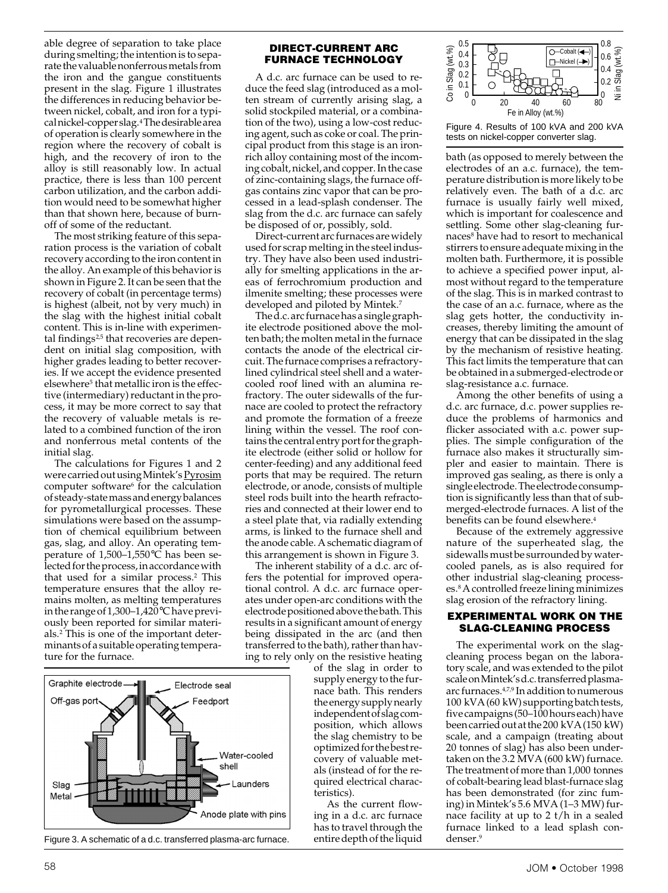able degree of separation to take place during smelting; the intention is to separate the valuable nonferrous metals from the iron and the gangue constituents present in the slag. Figure 1 illustrates the differences in reducing behavior between nickel, cobalt, and iron for a typical nickel-copper slag.[4] The desirable area of operation is clearly somewhere in the region where the recovery of cobalt is high, and the recovery of iron to the alloy is still reasonably low. In actual practice, there is less than 100 percent carbon utilization, and the carbon addition would need to be somewhat higher than that shown here, because of burn-off of some of the reductant.

The most striking feature of this separation process is the variation of cobalt recovery according to the iron content in the alloy. An example of this behavior is shown in Figure 2. It can be seen that the recovery of cobalt (in percentage terms) is highest (albeit, not by very much) in the slag with the highest initial cobalt content. This is in-line with experimental findings[2,5] that recoveries are dependent on initial slag composition, with higher grades leading to better recoveries. If we accept the evidence presented elsewhere[5] that metallic iron is the effective (intermediary) reductant in the process, it may be more correct to say that the recovery of valuable metals is related to a combined function of the iron and nonferrous metal contents of the initial slag.

The calculations for Figures 1 and 2 were carried out using Mintek's Pyrosim computer software[6] for the calculation of steady-state mass and energy balances for pyrometallurgical processes. These simulations were based on the assumption of chemical equilibrium between gas, slag, and alloy. An operating temperature of 1,500–1,550°C has been selected for the process, in accordance with that used for a similar process.[2] This temperature ensures that the alloy remains molten, as melting temperatures in the range of 1,300–1,420°C have previously been reported for similar materials.[2] This is one of the important determinants of a suitable operating temperature for the furnace.

## DIRECT-CURRENT ARC FURNACE TECHNOLOGY

A d.c. arc furnace can be used to reduce the feed slag (introduced as a molten stream of currently arising slag, a solid stockpiled material, or a combination of the two), using a low-cost reducing agent, such as coke or coal. The principal product from this stage is an iron-rich alloy containing most of the incoming cobalt, nickel, and copper. In the case of zinc-containing slags, the furnace off-gas contains zinc vapor that can be processed in a lead-splash condenser. The slag from the d.c. arc furnace can safely be disposed of or, possibly, sold.

Direct-current arc furnaces are widely used for scrap melting in the steel industry. They have also been used industrially for smelting applications in the areas of ferrochromium production and ilmenite smelting; these processes were developed and piloted by Mintek.[7]

The d.c. arc furnace has a single graphite electrode positioned above the molten bath; the molten metal in the furnace contacts the anode of the electrical circuit. The furnace comprises a refractory-lined cylindrical steel shell and a water-cooled roof lined with an alumina refractory. The outer sidewalls of the furnace are cooled to protect the refractory and promote the formation of a freeze lining within the vessel. The roof contains the central entry port for the graphite electrode (either solid or hollow for center-feeding) and any additional feed ports that may be required. The return electrode, or anode, consists of multiple steel rods built into the hearth refractories and connected at their lower end to a steel plate that, via radially extending arms, is linked to the furnace shell and the anode cable. A schematic diagram of this arrangement is shown in Figure 3.

The inherent stability of a d.c. arc offers the potential for improved operational control. A d.c. arc furnace operates under open-arc conditions with the electrode positioned above the bath. This results in a significant amount of energy being dissipated in the arc (and then transferred to the bath), rather than having to rely only on the resistive heating of the slag in order to supply energy to the furnace bath. This renders the energy supply nearly independent of slag composition, which allows the slag chemistry to be optimized for the best recovery of valuable metals (instead of for the required electrical characteristics).

As the current flowing in a d.c. arc furnace has to travel through the entire depth of the liquid bath (as opposed to merely between the electrodes of an a.c. furnace), the temperature distribution is more likely to be relatively even. The bath of a d.c. arc furnace is usually fairly well mixed, which is important for coalescence and settling. Some other slag-cleaning furnaces[8] have had to resort to mechanical stirrers to ensure adequate mixing in the molten bath. Furthermore, it is possible to achieve a specified power input, almost without regard to the temperature of the slag. This is in marked contrast to the case of an a.c. furnace, where as the slag gets hotter, the conductivity increases, thereby limiting the amount of energy that can be dissipated in the slag by the mechanism of resistive heating. This fact limits the temperature that can be obtained in a submerged-electrode or slag-resistance a.c. furnace.

Among the other benefits of using a d.c. arc furnace, d.c. power supplies reduce the problems of harmonics and flicker associated with a.c. power supplies. The simple configuration of the furnace also makes it structurally simpler and easier to maintain. There is improved gas sealing, as there is only a single electrode. The electrode consumption is significantly less than that of submerged-electrode furnaces. A list of the benefits can be found elsewhere.[4]

Because of the extremely aggressive nature of the superheated slag, the sidewalls must be surrounded by water-cooled panels, as is also required for other industrial slag-cleaning processes.[8] A controlled freeze lining minimizes slag erosion of the refractory lining.

Graphite electrode
Electrode seal
Off-gas port
Feedport
Water-cooled shell
Slag
Launders
Metal
Anode plate with pins

Figure 3. A schematic of a d.c. transferred plasma-arc furnace.

Co in Slag (wt.%)
Ni in Slag (wt.%)
Fe in Alloy (wt.%)
Cobalt
Nickel
0 20 40 60 80
0 0.1 0.2 0.3 0.4 0.5
0 0.2 0.4 0.6 0.8

Figure 4. Results of 100 kVA and 200 kVA tests on nickel-copper converter slag.

## EXPERIMENTAL WORK ON THE SLAG-CLEANING PROCESS

The experimental work on the slag-cleaning process began on the laboratory scale, and was extended to the pilot scale on Mintek's d.c. transferred plasma-arc furnaces.[4,7,9] In addition to numerous 100 kVA (60 kW) supporting batch tests, five campaigns (50–100 hours each) have been carried out at the 200 kVA (150 kW) scale, and a campaign (treating about 20 tonnes of slag) has also been undertaken on the 3.2 MVA (600 kW) furnace. The treatment of more than 1,000 tonnes of cobalt-bearing lead blast-furnace slag has been demonstrated (for zinc fuming) in Mintek's 5.6 MVA (1–3 MW) furnace facility at up to 2 t/h in a sealed furnace linked to a lead splash condenser.[9]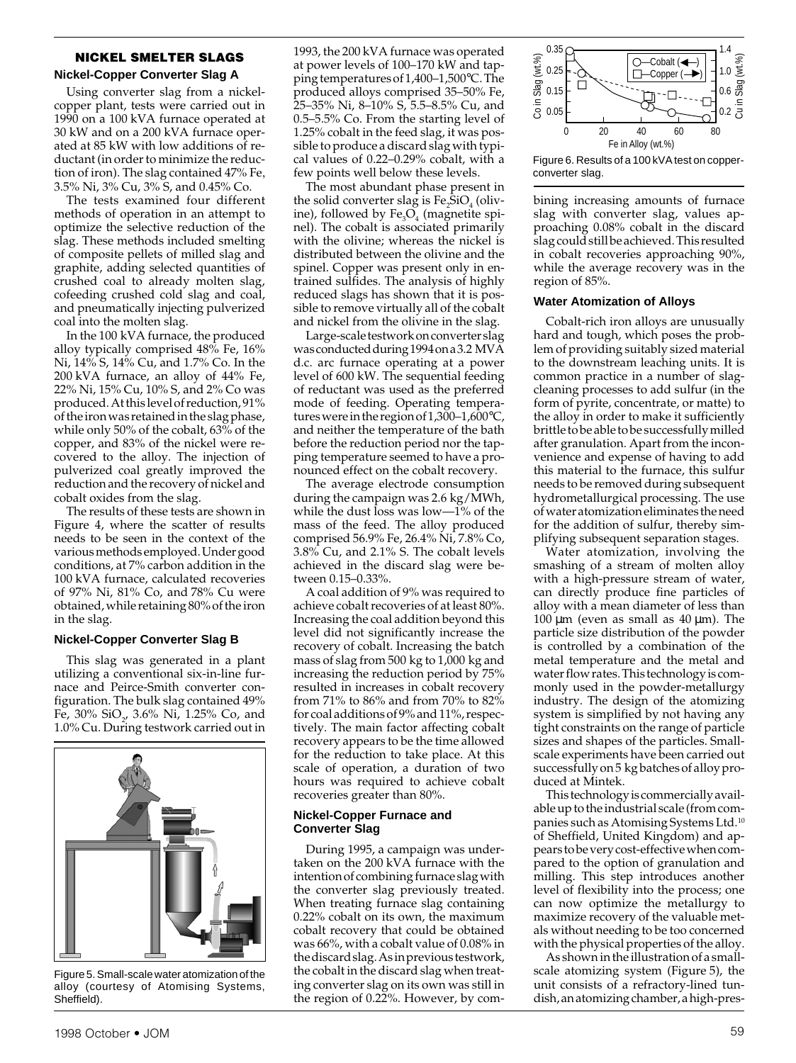## NICKEL SMELTER SLAGS

### Nickel-Copper Converter Slag A

Using converter slag from a nickel-copper plant, tests were carried out in 1990 on a 100 kVA furnace operated at 30 kW and on a 200 kVA furnace operated at 85 kW with low additions of reductant (in order to minimize the reduction of iron). The slag contained 47% Fe, 3.5% Ni, 3% Cu, 3% S, and 0.45% Co.

The tests examined four different methods of operation in an attempt to optimize the selective reduction of the slag. These methods included smelting of composite pellets of milled slag and graphite, adding selected quantities of crushed coal to already molten slag, cofeeding crushed cold slag and coal, and pneumatically injecting pulverized coal into the molten slag.

In the 100 kVA furnace, the produced alloy typically comprised 48% Fe, 16% Ni, 14% S, 14% Cu, and 1.7% Co. In the 200 kVA furnace, an alloy of 44% Fe, 22% Ni, 15% Cu, 10% S, and 2% Co was produced. At this level of reduction, 91% of the iron was retained in the slag phase, while only 50% of the cobalt, 63% of the copper, and 83% of the nickel were recovered to the alloy. The injection of pulverized coal greatly improved the reduction and the recovery of nickel and cobalt oxides from the slag.

The results of these tests are shown in Figure 4, where the scatter of results needs to be seen in the context of the various methods employed. Under good conditions, at 7% carbon addition in the 100 kVA furnace, calculated recoveries of 97% Ni, 81% Co, and 78% Cu were obtained, while retaining 80% of the iron in the slag.

### Nickel-Copper Converter Slag B

This slag was generated in a plant utilizing a conventional six-in-line furnace and Peirce-Smith converter configuration. The bulk slag contained 49% Fe, 30% $SiO_2$, 3.6% Ni, 1.25% Co, and 1.0% Cu. During testwork carried out in 1993, the 200 kVA furnace was operated at power levels of 100–170 kW and tapping temperatures of 1,400–1,500°C. The produced alloys comprised 35–50% Fe, 25–35% Ni, 8–10% S, 5.5–8.5% Cu, and 0.5–5.5% Co. From the starting level of 1.25% cobalt in the feed slag, it was possible to produce a discard slag with typical values of 0.22–0.29% cobalt, with a few points well below these levels.

The most abundant phase present in the solid converter slag is $Fe_2SiO_4$ (olivine), followed by $Fe_3O_4$ (magnetite spinel). The cobalt is associated primarily with the olivine; whereas the nickel is distributed between the olivine and the spinel. Copper was present only in entrained sulfides. The analysis of highly reduced slags has shown that it is possible to remove virtually all of the cobalt and nickel from the olivine in the slag.

Large-scale testwork on converter slag was conducted during 1994 on a 3.2 MVA d.c. arc furnace operating at a power level of 600 kW. The sequential feeding of reductant was used as the preferred mode of feeding. Operating temperatures were in the region of 1,300–1,600°C, and neither the temperature of the bath before the reduction period nor the tapping temperature seemed to have a pronounced effect on the cobalt recovery.

The average electrode consumption during the campaign was 2.6 kg/MWh, while the dust loss was low—1% of the mass of the feed. The alloy produced comprised 56.9% Fe, 26.4% Ni, 7.8% Co, 3.8% Cu, and 2.1% S. The cobalt levels achieved in the discard slag were between 0.15–0.33%.

A coal addition of 9% was required to achieve cobalt recoveries of at least 80%. Increasing the coal addition beyond this level did not significantly increase the recovery of cobalt. Increasing the batch mass of slag from 500 kg to 1,000 kg and increasing the reduction period by 75% resulted in increases in cobalt recovery from 71% to 86% and from 70% to 82% for coal additions of 9% and 11%, respectively. The main factor affecting cobalt recovery appears to be the time allowed for the reduction to take place. At this scale of operation, a duration of two hours was required to achieve cobalt recoveries greater than 80%.

### Nickel-Copper Furnace and Converter Slag

During 1995, a campaign was undertaken on the 200 kVA furnace with the intention of combining furnace slag with the converter slag previously treated. When treating furnace slag containing 0.22% cobalt on its own, the maximum cobalt recovery that could be obtained was 66%, with a cobalt value of 0.08% in the discard slag. As in previous testwork, the cobalt in the discard slag when treating converter slag on its own was still in the region of 0.22%. However, by combining increasing amounts of furnace slag with converter slag, values approaching 0.08% cobalt in the discard slag could still be achieved. This resulted in cobalt recoveries approaching 90%, while the average recovery was in the region of 85%.

Figure 5. Small-scale water atomization of the alloy (courtesy of Atomising Systems, Sheffield).

Figure 6. Results of a 100 kVA test on copper-converter slag.

### Water Atomization of Alloys

Cobalt-rich iron alloys are unusually hard and tough, which poses the problem of providing suitably sized material to the downstream leaching units. It is common practice in a number of slag-cleaning processes to add sulfur (in the form of pyrite, concentrate, or matte) to the alloy in order to make it sufficiently brittle to be able to be successfully milled after granulation. Apart from the inconvenience and expense of having to add this material to the furnace, this sulfur needs to be removed during subsequent hydrometallurgical processing. The use of water atomization eliminates the need for the addition of sulfur, thereby simplifying subsequent separation stages.

Water atomization, involving the smashing of a stream of molten alloy with a high-pressure stream of water, can directly produce fine particles of alloy with a mean diameter of less than 100 μm (even as small as 40 μm). The particle size distribution of the powder is controlled by a combination of the metal temperature and the metal and water flow rates. This technology is commonly used in the powder-metallurgy industry. The design of the atomizing system is simplified by not having any tight constraints on the range of particle sizes and shapes of the particles. Small-scale experiments have been carried out successfully on 5 kg batches of alloy produced at Mintek.

This technology is commercially available up to the industrial scale (from companies such as Atomising Systems Ltd.[10] of Sheffield, United Kingdom) and appears to be very cost-effective when compared to the option of granulation and milling. This step introduces another level of flexibility into the process; one can now optimize the metallurgy to maximize recovery of the valuable metals without needing to be too concerned with the physical properties of the alloy.

As shown in the illustration of a small-scale atomizing system (Figure 5), the unit consists of a refractory-lined tundish, an atomizing chamber, a high-pres-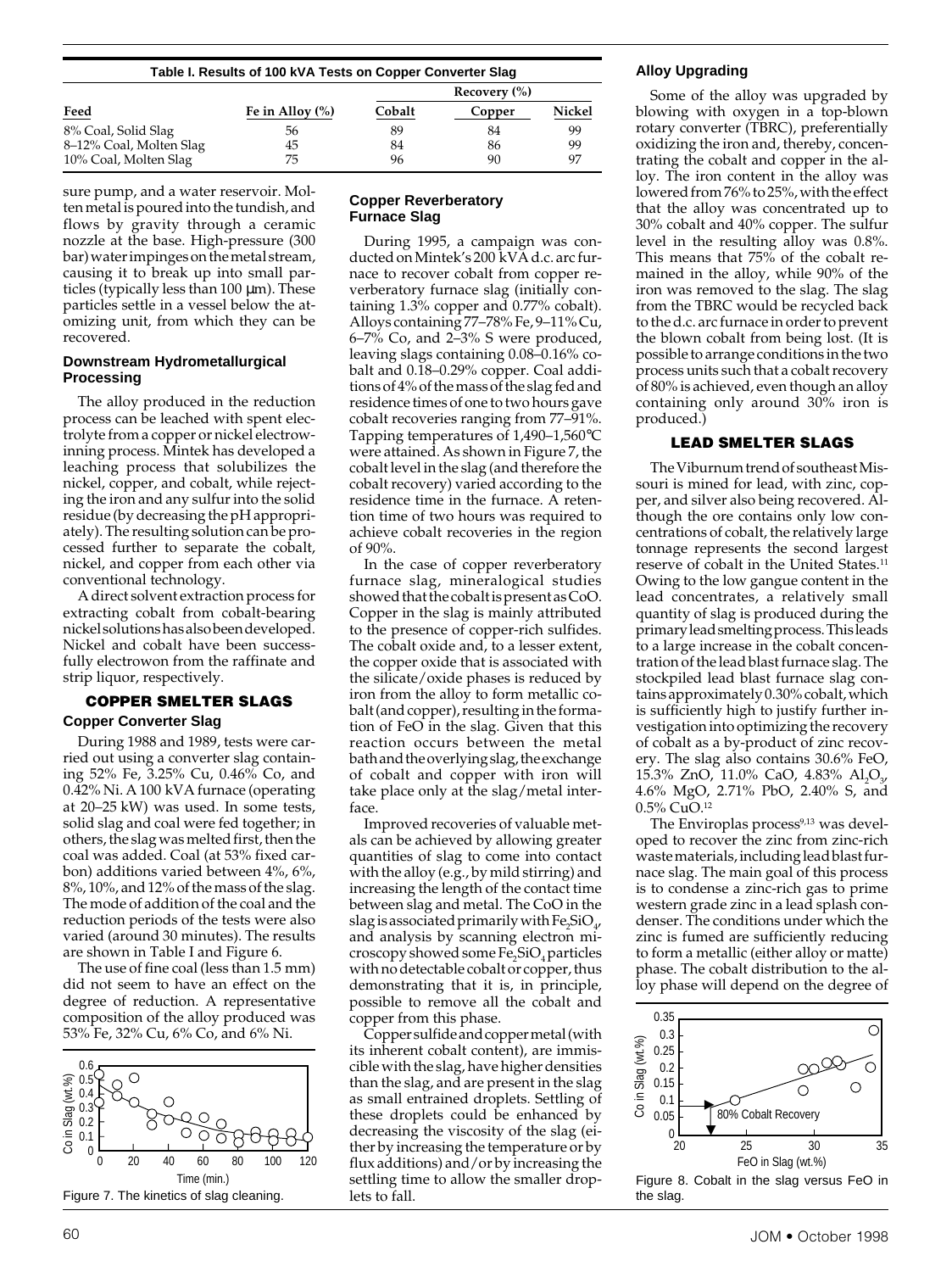Table I. Results of 100 kVA Tests on Copper Converter Slag

| Feed | Fe in Alloy (%) | Recovery (%) | | |
|---|---|---|---|---|
| | | Cobalt | Copper | Nickel |
| 8% Coal, Solid Slag | 56 | 89 | 84 | 99 |
| 8–12% Coal, Molten Slag | 45 | 84 | 86 | 99 |
| 10% Coal, Molten Slag | 75 | 96 | 90 | 97 |

sure pump, and a water reservoir. Molten metal is poured into the tundish, and flows by gravity through a ceramic nozzle at the base. High-pressure (300 bar) water impinges on the metal stream, causing it to break up into small particles (typically less than 100 μm). These particles settle in a vessel below the atomizing unit, from which they can be recovered.

### Downstream Hydrometallurgical Processing

The alloy produced in the reduction process can be leached with spent electrolyte from a copper or nickel electrowinning process. Mintek has developed a leaching process that solubilizes the nickel, copper, and cobalt, while rejecting the iron and any sulfur into the solid residue (by decreasing the pH appropriately). The resulting solution can be processed further to separate the cobalt, nickel, and copper from each other via conventional technology.

A direct solvent extraction process for extracting cobalt from cobalt-bearing nickel solutions has also been developed. Nickel and cobalt have been successfully electrowon from the raffinate and strip liquor, respectively.

## COPPER SMELTER SLAGS

### Copper Converter Slag

During 1988 and 1989, tests were carried out using a converter slag containing 52% Fe, 3.25% Cu, 0.46% Co, and 0.42% Ni. A 100 kVA furnace (operating at 20–25 kW) was used. In some tests, solid slag and coal were fed together; in others, the slag was melted first, then the coal was added. Coal (at 53% fixed carbon) additions varied between 4%, 6%, 8%, 10%, and 12% of the mass of the slag. The mode of addition of the coal and the reduction periods of the tests were also varied (around 30 minutes). The results are shown in Table I and Figure 6.

The use of fine coal (less than 1.5 mm) did not seem to have an effect on the degree of reduction. A representative composition of the alloy produced was 53% Fe, 32% Cu, 6% Co, and 6% Ni.

Figure 7. The kinetics of slag cleaning.

### Copper Reverberatory Furnace Slag

During 1995, a campaign was conducted on Mintek's 200 kVA d.c. arc furnace to recover cobalt from copper reverberatory furnace slag (initially containing 1.3% copper and 0.77% cobalt). Alloys containing 77–78% Fe, 9–11% Cu, 6–7% Co, and 2–3% S were produced, leaving slags containing 0.08–0.16% cobalt and 0.18–0.29% copper. Coal additions of 4% of the mass of the slag fed and residence times of one to two hours gave cobalt recoveries ranging from 77–91%. Tapping temperatures of 1,490–1,560°C were attained. As shown in Figure 7, the cobalt level in the slag (and therefore the cobalt recovery) varied according to the residence time in the furnace. A retention time of two hours was required to achieve cobalt recoveries in the region of 90%.

In the case of copper reverberatory furnace slag, mineralogical studies showed that the cobalt is present as CoO. Copper in the slag is mainly attributed to the presence of copper-rich sulfides. The cobalt oxide and, to a lesser extent, the copper oxide that is associated with the silicate/oxide phases is reduced by iron from the alloy to form metallic cobalt (and copper), resulting in the formation of FeO in the slag. Given that this reaction occurs between the metal bath and the overlying slag, the exchange of cobalt and copper with iron will take place only at the slag/metal interface.

Improved recoveries of valuable metals can be achieved by allowing greater quantities of slag to come into contact with the alloy (e.g., by mild stirring) and increasing the length of the contact time between slag and metal. The CoO in the slag is associated primarily with $Fe_2SiO_4$, and analysis by scanning electron microscopy showed some $Fe_2SiO_4$ particles with no detectable cobalt or copper, thus demonstrating that it is, in principle, possible to remove all the cobalt and copper from this phase.

Copper sulfide and copper metal (with its inherent cobalt content), are immiscible with the slag, have higher densities than the slag, and are present in the slag as small entrained droplets. Settling of these droplets could be enhanced by decreasing the viscosity of the slag (either by increasing the temperature or by flux additions) and/or by increasing the settling time to allow the smaller droplets to fall.

### Alloy Upgrading

Some of the alloy was upgraded by blowing with oxygen in a top-blown rotary converter (TBRC), preferentially oxidizing the iron and, thereby, concentrating the cobalt and copper in the alloy. The iron content in the alloy was lowered from 76% to 25%, with the effect that the alloy was concentrated up to 30% cobalt and 40% copper. The sulfur level in the resulting alloy was 0.8%. This means that 75% of the cobalt remained in the alloy, while 90% of the iron was removed to the slag. The slag from the TBRC would be recycled back to the d.c. arc furnace in order to prevent the blown cobalt from being lost. (It is possible to arrange conditions in the two process units such that a cobalt recovery of 80% is achieved, even though an alloy containing only around 30% iron is produced.)

## LEAD SMELTER SLAGS

The Viburnum trend of southeast Missouri is mined for lead, with zinc, copper, and silver also being recovered. Although the ore contains only low concentrations of cobalt, the relatively large tonnage represents the second largest reserve of cobalt in the United States.[11] Owing to the low gangue content in the lead concentrates, a relatively small quantity of slag is produced during the primary lead smelting process. This leads to a large increase in the cobalt concentration of the lead blast furnace slag. The stockpiled lead blast furnace slag contains approximately 0.30% cobalt, which is sufficiently high to justify further investigation into optimizing the recovery of cobalt as a by-product of zinc recovery. The slag also contains 30.6% FeO, 15.3% ZnO, 11.0% CaO, 4.83% $Al_2O_3$, 4.6% MgO, 2.71% PbO, 2.40% S, and 0.5% CuO.[12]

The Enviroplas process[9,13] was developed to recover the zinc from zinc-rich waste materials, including lead blast furnace slag. The main goal of this process is to condense a zinc-rich gas to prime western grade zinc in a lead splash condenser. The conditions under which the zinc is fumed are sufficiently reducing to form a metallic (either alloy or matte) phase. The cobalt distribution to the alloy phase will depend on the degree of

Figure 8. Cobalt in the slag versus FeO in the slag.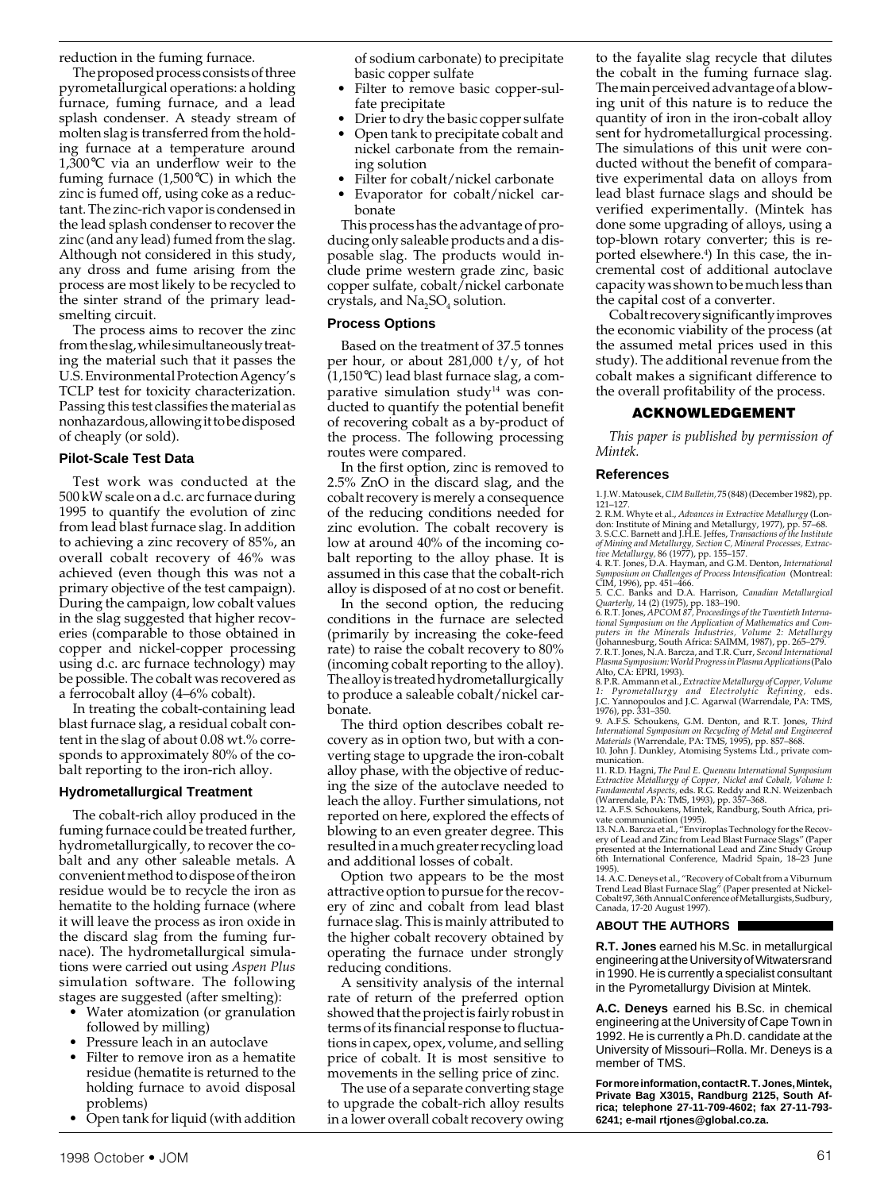reduction in the fuming furnace.

The proposed process consists of three pyrometallurgical operations: a holding furnace, fuming furnace, and a lead splash condenser. A steady stream of molten slag is transferred from the holding furnace at a temperature around 1,300°C via an underflow weir to the fuming furnace (1,500°C) in which the zinc is fumed off, using coke as a reductant. The zinc-rich vapor is condensed in the lead splash condenser to recover the zinc (and any lead) fumed from the slag. Although not considered in this study, any dross and fume arising from the process are most likely to be recycled to the sinter strand of the primary lead-smelting circuit.

The process aims to recover the zinc from the slag, while simultaneously treating the material such that it passes the U.S. Environmental Protection Agency's TCLP test for toxicity characterization. Passing this test classifies the material as nonhazardous, allowing it to be disposed of cheaply (or sold).

### Pilot-Scale Test Data

Test work was conducted at the 500 kW scale on a d.c. arc furnace during 1995 to quantify the evolution of zinc from lead blast furnace slag. In addition to achieving a zinc recovery of 85%, an overall cobalt recovery of 46% was achieved (even though this was not a primary objective of the test campaign). During the campaign, low cobalt values in the slag suggested that higher recoveries (comparable to those obtained in copper and nickel-copper processing using d.c. arc furnace technology) may be possible. The cobalt was recovered as a ferrocobalt alloy (4–6% cobalt).

In treating the cobalt-containing lead blast furnace slag, a residual cobalt content in the slag of about 0.08 wt.% corresponds to approximately 80% of the cobalt reporting to the iron-rich alloy.

### Hydrometallurgical Treatment

The cobalt-rich alloy produced in the fuming furnace could be treated further, hydrometallurgically, to recover the cobalt and any other saleable metals. A convenient method to dispose of the iron residue would be to recycle the iron as hematite to the holding furnace (where it will leave the process as iron oxide in the discard slag from the fuming furnace). The hydrometallurgical simulations were carried out using *Aspen Plus* simulation software. The following stages are suggested (after smelting):

- Water atomization (or granulation followed by milling)
- Pressure leach in an autoclave
- Filter to remove iron as a hematite residue (hematite is returned to the holding furnace to avoid disposal problems)
- Open tank for liquid (with addition of sodium carbonate) to precipitate basic copper sulfate
- Filter to remove basic copper-sulfate precipitate
- Drier to dry the basic copper sulfate
- Open tank to precipitate cobalt and nickel carbonate from the remaining solution
- Filter for cobalt/nickel carbonate
- Evaporator for cobalt/nickel carbonate

This process has the advantage of producing only saleable products and a disposable slag. The products would include prime western grade zinc, basic copper sulfate, cobalt/nickel carbonate crystals, and $Na_2SO_4$ solution.

### Process Options

Based on the treatment of 37.5 tonnes per hour, or about 281,000 t/y, of hot (1,150°C) lead blast furnace slag, a comparative simulation study[14] was conducted to quantify the potential benefit of recovering cobalt as a by-product of the process. The following processing routes were compared.

In the first option, zinc is removed to 2.5% ZnO in the discard slag, and the cobalt recovery is merely a consequence of the reducing conditions needed for zinc evolution. The cobalt recovery is low at around 40% of the incoming cobalt reporting to the alloy phase. It is assumed in this case that the cobalt-rich alloy is disposed of at no cost or benefit.

In the second option, the reducing conditions in the furnace are selected (primarily by increasing the coke-feed rate) to raise the cobalt recovery to 80% (incoming cobalt reporting to the alloy). The alloy is treated hydrometallurgically to produce a saleable cobalt/nickel carbonate.

The third option describes cobalt recovery as in option two, but with a converting stage to upgrade the iron-cobalt alloy phase, with the objective of reducing the size of the autoclave needed to leach the alloy. Further simulations, not reported on here, explored the effects of blowing to an even greater degree. This resulted in a much greater recycling load and additional losses of cobalt.

Option two appears to be the most attractive option to pursue for the recovery of zinc and cobalt from lead blast furnace slag. This is mainly attributed to the higher cobalt recovery obtained by operating the furnace under strongly reducing conditions.

A sensitivity analysis of the internal rate of return of the preferred option showed that the project is fairly robust in terms of its financial response to fluctuations in capex, opex, volume, and selling price of cobalt. It is most sensitive to movements in the selling price of zinc.

The use of a separate converting stage to upgrade the cobalt-rich alloy results in a lower overall cobalt recovery owing to the fayalite slag recycle that dilutes the cobalt in the fuming furnace slag. The main perceived advantage of a blowing unit of this nature is to reduce the quantity of iron in the iron-cobalt alloy sent for hydrometallurgical processing. The simulations of this unit were conducted without the benefit of comparative experimental data on alloys from lead blast furnace slags and should be verified experimentally. (Mintek has done some upgrading of alloys, using a top-blown rotary converter; this is reported elsewhere.[4]) In this case, the incremental cost of additional autoclave capacity was shown to be much less than the capital cost of a converter.

Cobalt recovery significantly improves the economic viability of the process (at the assumed metal prices used in this study). The additional revenue from the cobalt makes a significant difference to the overall profitability of the process.

## ACKNOWLEDGEMENT

*This paper is published by permission of Mintek.*

### References

1. J.W. Matousek, *CIM Bulletin*, 75 (848) (December 1982), pp. 121–127.
2. R.M. Whyte et al., *Advances in Extractive Metallurgy* (London: Institute of Mining and Metallurgy, 1977), pp. 57–68.
3. S.C.C. Barnett and J.H.E. Jeffes, *Transactions of the Institute of Mining and Metallurgy, Section C, Mineral Processes, Extractive Metallurgy*, 86 (1977), pp. 155–157.
4. R.T. Jones, D.A. Hayman, and G.M. Denton, *International Symposium on Challenges of Process Intensification* (Montreal: CIM, 1996), pp. 451–466.
5. C.C. Banks and D.A. Harrison, *Canadian Metallurgical Quarterly*, 14 (2) (1975), pp. 183–190.
6. R.T. Jones, *APCOM 87, Proceedings of the Twentieth International Symposium on the Application of Mathematics and Computers in the Minerals Industries, Volume 2: Metallurgy* (Johannesburg, South Africa: SAIMM, 1987), pp. 265–279.
7. R.T. Jones, N.A. Barcza, and T.R. Curr, *Second International Plasma Symposium: World Progress in Plasma Applications* (Palo Alto, CA: EPRI, 1993).
8. P.R. Ammann et al., *Extractive Metallurgy of Copper, Volume 1: Pyrometallurgy and Electrolytic Refining*, eds. J.C. Yannopoulos and J.C. Agarwal (Warrendale, PA: TMS, 1976), pp. 331–350.
9. A.F.S. Schoukens, G.M. Denton, and R.T. Jones, *Third International Symposium on Recycling of Metal and Engineered Materials* (Warrendale, PA: TMS, 1995), pp. 857–868.
10. John J. Dunkley, Atomising Systems Ltd., private communication.
11. R.D. Hagni, *The Paul E. Queneau International Symposium Extractive Metallurgy of Copper, Nickel and Cobalt, Volume I: Fundamental Aspects*, eds. R.G. Reddy and R.N. Weizenbach (Warrendale, PA: TMS, 1993), pp. 357–368.
12. A.F.S. Schoukens, Mintek, Randburg, South Africa, private communication (1995).
13. N.A. Barcza et al., "Enviroplas Technology for the Recovery of Lead and Zinc from Lead Blast Furnace Slags" (Paper presented at the International Lead and Zinc Study Group 6th International Conference, Madrid Spain, 18–23 June 1995).
14. A.C. Deneys et al., "Recovery of Cobalt from a Viburnum Trend Lead Blast Furnace Slag" (Paper presented at Nickel-Cobalt97, 36th Annual Conference of Metallurgists, Sudbury, Canada, 17-20 August 1997).

### ABOUT THE AUTHORS

**R.T. Jones** earned his M.Sc. in metallurgical engineering at the University of Witwatersrand in 1990. He is currently a specialist consultant in the Pyrometallurgy Division at Mintek.

**A.C. Deneys** earned his B.Sc. in chemical engineering at the University of Cape Town in 1992. He is currently a Ph.D. candidate at the University of Missouri–Rolla. Mr. Deneys is a member of TMS.

**For more information, contact R. T. Jones, Mintek, Private Bag X3015, Randburg 2125, South Africa; telephone 27-11-709-4602; fax 27-11-793-6241; e-mail rtjones@global.co.za.**